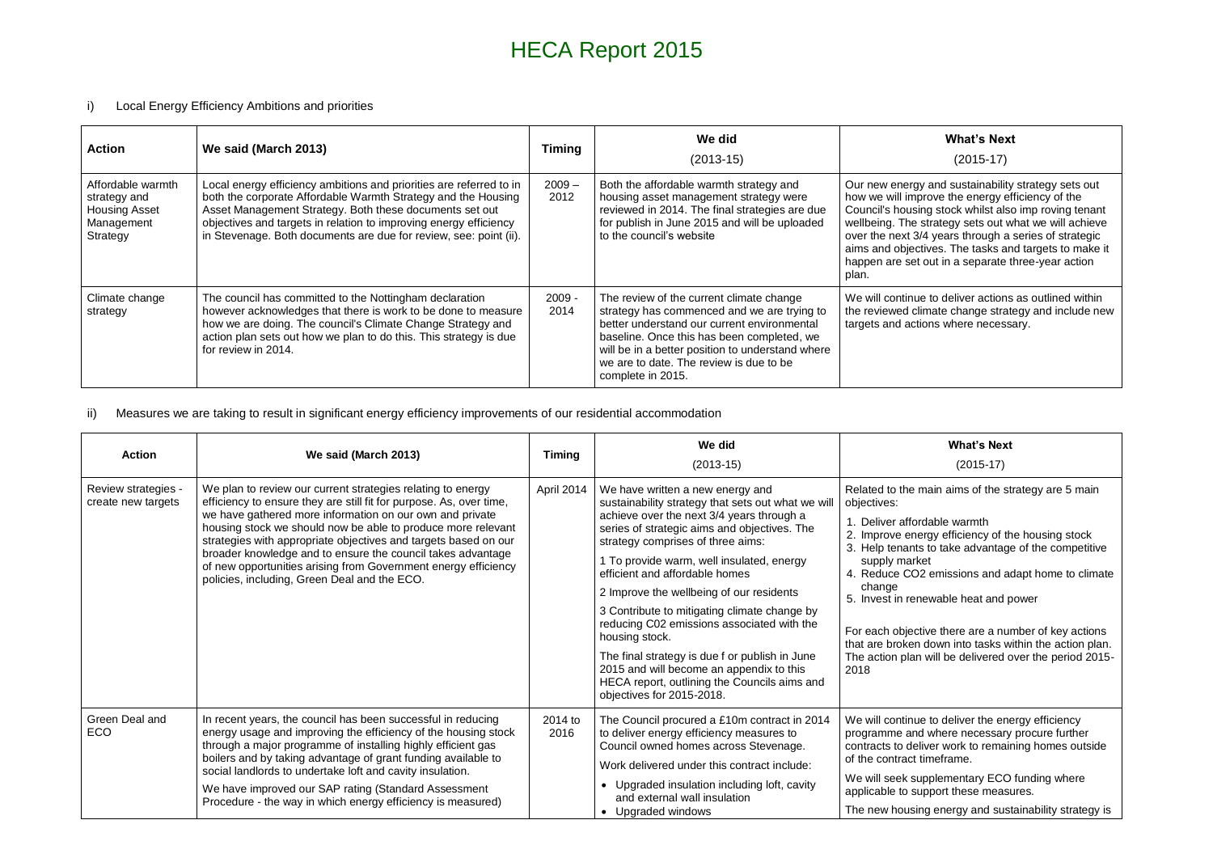# HECA Report 2015

i) Local Energy Efficiency Ambitions and priorities

| Action | We said (March 2013) | Timing | We did (2013-15) | What's Next (2015-17) |
|---|---|---|---|---|
| Affordable warmth strategy and Housing Asset Management Strategy | Local energy efficiency ambitions and priorities are referred to in both the corporate Affordable Warmth Strategy and the Housing Asset Management Strategy. Both these documents set out objectives and targets in relation to improving energy efficiency in Stevenage. Both documents are due for review, see: point (ii). | 2009 – 2012 | Both the affordable warmth strategy and housing asset management strategy were reviewed in 2014. The final strategies are due for publish in June 2015 and will be uploaded to the council's website | Our new energy and sustainability strategy sets out how we will improve the energy efficiency of the Council's housing stock whilst also imp roving tenant wellbeing. The strategy sets out what we will achieve over the next 3/4 years through a series of strategic aims and objectives. The tasks and targets to make it happen are set out in a separate three-year action plan. |
| Climate change strategy | The council has committed to the Nottingham declaration however acknowledges that there is work to be done to measure how we are doing. The council's Climate Change Strategy and action plan sets out how we plan to do this. This strategy is due for review in 2014. | 2009 - 2014 | The review of the current climate change strategy has commenced and we are trying to better understand our current environmental baseline. Once this has been completed, we will be in a better position to understand where we are to date. The review is due to be complete in 2015. | We will continue to deliver actions as outlined within the reviewed climate change strategy and include new targets and actions where necessary. |

ii) Measures we are taking to result in significant energy efficiency improvements of our residential accommodation

| Action | We said (March 2013) | Timing | We did (2013-15) | What's Next (2015-17) |
|---|---|---|---|---|
| Review strategies - create new targets | We plan to review our current strategies relating to energy efficiency to ensure they are still fit for purpose. As, over time, we have gathered more information on our own and private housing stock we should now be able to produce more relevant strategies with appropriate objectives and targets based on our broader knowledge and to ensure the council takes advantage of new opportunities arising from Government energy efficiency policies, including, Green Deal and the ECO. | April 2014 | We have written a new energy and sustainability strategy that sets out what we will achieve over the next 3/4 years through a series of strategic aims and objectives. The strategy comprises of three aims:<br><br>1 To provide warm, well insulated, energy efficient and affordable homes<br><br>2 Improve the wellbeing of our residents<br><br>3 Contribute to mitigating climate change by reducing C02 emissions associated with the housing stock.<br><br>The final strategy is due f or publish in June 2015 and will become an appendix to this HECA report, outlining the Councils aims and objectives for 2015-2018. | Related to the main aims of the strategy are 5 main objectives:<br><br>1. Deliver affordable warmth<br>2. Improve energy efficiency of the housing stock<br>3. Help tenants to take advantage of the competitive supply market<br>4. Reduce CO2 emissions and adapt home to climate change<br>5. Invest in renewable heat and power<br><br>For each objective there are a number of key actions that are broken down into tasks within the action plan. The action plan will be delivered over the period 2015-2018 |
| Green Deal and ECO | In recent years, the council has been successful in reducing energy usage and improving the efficiency of the housing stock through a major programme of installing highly efficient gas boilers and by taking advantage of grant funding available to social landlords to undertake loft and cavity insulation.<br><br>We have improved our SAP rating (Standard Assessment Procedure - the way in which energy efficiency is measured) | 2014 to 2016 | The Council procured a £10m contract in 2014 to deliver energy efficiency measures to Council owned homes across Stevenage.<br><br>Work delivered under this contract include:<br><br>• Upgraded insulation including loft, cavity and external wall insulation<br>• Upgraded windows | We will continue to deliver the energy efficiency programme and where necessary procure further contracts to deliver work to remaining homes outside of the contract timeframe.<br><br>We will seek supplementary ECO funding where applicable to support these measures.<br><br>The new housing energy and sustainability strategy is |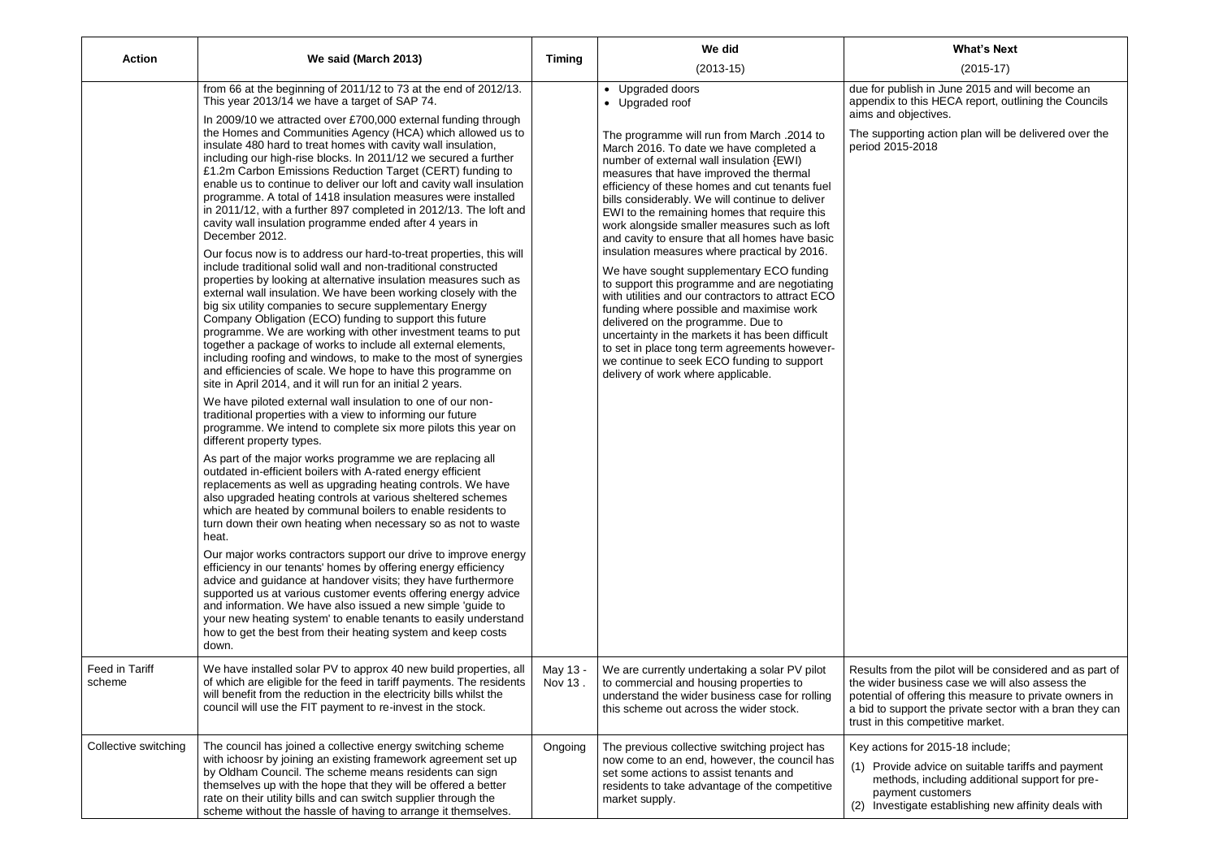| Action | We said (March 2013) | Timing | We did<br>(2013-15) | What's Next<br>(2015-17) |
|---|---|---|---|---|
| | from 66 at the beginning of 2011/12 to 73 at the end of 2012/13. This year 2013/14 we have a target of SAP 74.<br><br>In 2009/10 we attracted over £700,000 external funding through the Homes and Communities Agency (HCA) which allowed us to insulate 480 hard to treat homes with cavity wall insulation, including our high-rise blocks. In 2011/12 we secured a further £1.2m Carbon Emissions Reduction Target (CERT) funding to enable us to continue to deliver our loft and cavity wall insulation programme. A total of 1418 insulation measures were installed in 2011/12, with a further 897 completed in 2012/13. The loft and cavity wall insulation programme ended after 4 years in December 2012.<br><br>Our focus now is to address our hard-to-treat properties, this will include traditional solid wall and non-traditional constructed properties by looking at alternative insulation measures such as external wall insulation. We have been working closely with the big six utility companies to secure supplementary Energy Company Obligation (ECO) funding to support this future programme. We are working with other investment teams to put together a package of works to include all external elements, including roofing and windows, to make to the most of synergies and efficiencies of scale. We hope to have this programme on site in April 2014, and it will run for an initial 2 years.<br><br>We have piloted external wall insulation to one of our non-traditional properties with a view to informing our future programme. We intend to complete six more pilots this year on different property types.<br><br>As part of the major works programme we are replacing all outdated in-efficient boilers with A-rated energy efficient replacements as well as upgrading heating controls. We have also upgraded heating controls at various sheltered schemes which are heated by communal boilers to enable residents to turn down their own heating when necessary so as not to waste heat.<br><br>Our major works contractors support our drive to improve energy efficiency in our tenants' homes by offering energy efficiency advice and guidance at handover visits; they have furthermore supported us at various customer events offering energy advice and information. We have also issued a new simple 'guide to your new heating system' to enable tenants to easily understand how to get the best from their heating system and keep costs down. | | • Upgraded doors<br>• Upgraded roof<br><br>The programme will run from March .2014 to March 2016. To date we have completed a number of external wall insulation {EWI) measures that have improved the thermal efficiency of these homes and cut tenants fuel bills considerably. We will continue to deliver EWI to the remaining homes that require this work alongside smaller measures such as loft and cavity to ensure that all homes have basic insulation measures where practical by 2016.<br><br>We have sought supplementary ECO funding to support this programme and are negotiating with utilities and our contractors to attract ECO funding where possible and maximise work delivered on the programme. Due to uncertainty in the markets it has been difficult to set in place tong term agreements however-we continue to seek ECO funding to support delivery of work where applicable. | due for publish in June 2015 and will become an appendix to this HECA report, outlining the Councils aims and objectives.<br><br>The supporting action plan will be delivered over the period 2015-2018 |
| Feed in Tariff scheme | We have installed solar PV to approx 40 new build properties, all of which are eligible for the feed in tariff payments. The residents will benefit from the reduction in the electricity bills whilst the council will use the FIT payment to re-invest in the stock. | May 13 - Nov 13 . | We are currently undertaking a solar PV pilot to commercial and housing properties to understand the wider business case for rolling this scheme out across the wider stock. | Results from the pilot will be considered and as part of the wider business case we will also assess the potential of offering this measure to private owners in a bid to support the private sector with a bran they can trust in this competitive market. |
| Collective switching | The council has joined a collective energy switching scheme with ichoosr by joining an existing framework agreement set up by Oldham Council. The scheme means residents can sign themselves up with the hope that they will be offered a better rate on their utility bills and can switch supplier through the scheme without the hassle of having to arrange it themselves. | Ongoing | The previous collective switching project has now come to an end, however, the council has set some actions to assist tenants and residents to take advantage of the competitive market supply. | Key actions for 2015-18 include;<br>(1) Provide advice on suitable tariffs and payment methods, including additional support for pre-payment customers<br>(2) Investigate establishing new affinity deals with |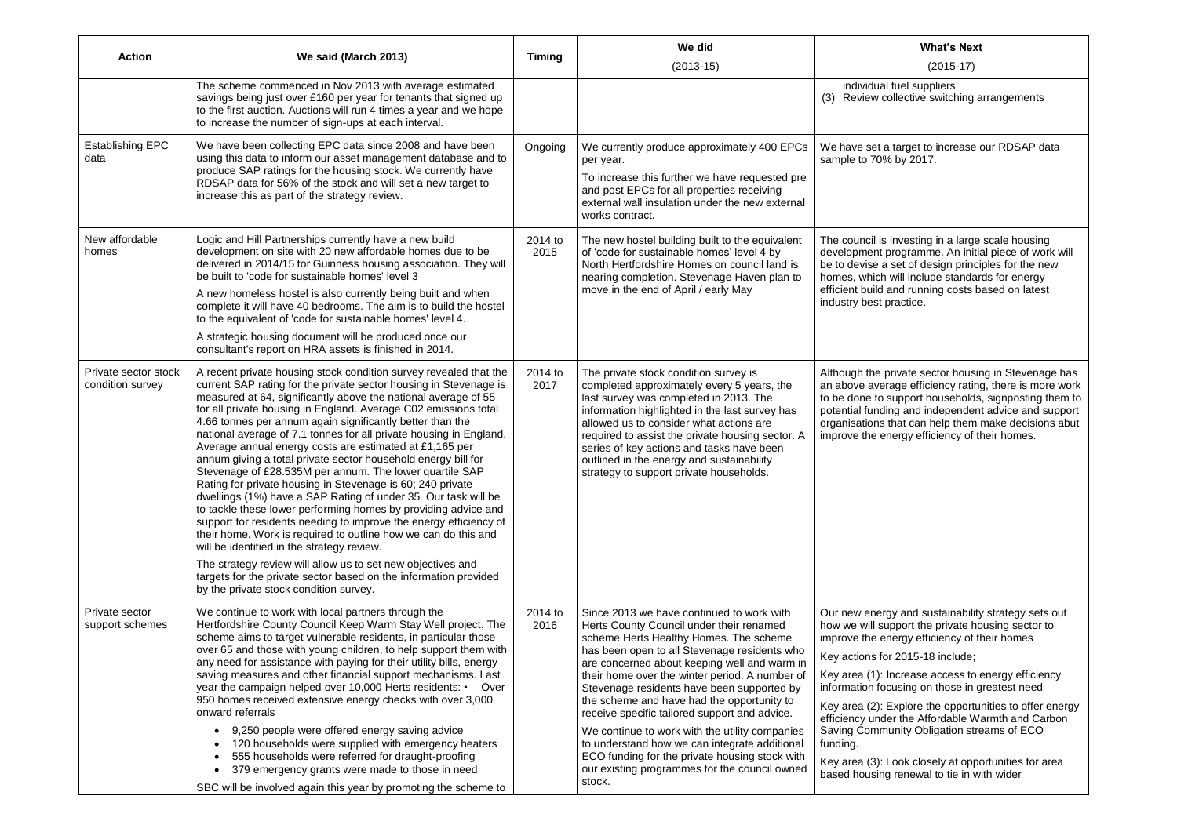| Action | We said (March 2013) | Timing | We did<br>(2013-15) | What's Next<br>(2015-17) |
|---|---|---|---|---|
| | The scheme commenced in Nov 2013 with average estimated savings being just over £160 per year for tenants that signed up to the first auction. Auctions will run 4 times a year and we hope to increase the number of sign-ups at each interval. | | | individual fuel suppliers<br>(3) Review collective switching arrangements |
| Establishing EPC data | We have been collecting EPC data since 2008 and have been using this data to inform our asset management database and to produce SAP ratings for the housing stock. We currently have RDSAP data for 56% of the stock and will set a new target to increase this as part of the strategy review. | Ongoing | We currently produce approximately 400 EPCs per year.<br>To increase this further we have requested pre and post EPCs for all properties receiving external wall insulation under the new external works contract. | We have set a target to increase our RDSAP data sample to 70% by 2017. |
| New affordable homes | Logic and Hill Partnerships currently have a new build development on site with 20 new affordable homes due to be delivered in 2014/15 for Guinness housing association. They will be built to 'code for sustainable homes' level 3<br>A new homeless hostel is also currently being built and when complete it will have 40 bedrooms. The aim is to build the hostel to the equivalent of 'code for sustainable homes' level 4.<br>A strategic housing document will be produced once our consultant's report on HRA assets is finished in 2014. | 2014 to 2015 | The new hostel building built to the equivalent of 'code for sustainable homes' level 4 by North Hertfordshire Homes on council land is nearing completion. Stevenage Haven plan to move in the end of April / early May | The council is investing in a large scale housing development programme. An initial piece of work will be to devise a set of design principles for the new homes, which will include standards for energy efficient build and running costs based on latest industry best practice. |
| Private sector stock condition survey | A recent private housing stock condition survey revealed that the current SAP rating for the private sector housing in Stevenage is measured at 64, significantly above the national average of 55 for all private housing in England. Average C02 emissions total 4.66 tonnes per annum again significantly better than the national average of 7.1 tonnes for all private housing in England. Average annual energy costs are estimated at £1,165 per annum giving a total private sector household energy bill for Stevenage of £28.535M per annum. The lower quartile SAP Rating for private housing in Stevenage is 60; 240 private dwellings (1%) have a SAP Rating of under 35. Our task will be to tackle these lower performing homes by providing advice and support for residents needing to improve the energy efficiency of their home. Work is required to outline how we can do this and will be identified in the strategy review.<br>The strategy review will allow us to set new objectives and targets for the private sector based on the information provided by the private stock condition survey. | 2014 to 2017 | The private stock condition survey is completed approximately every 5 years, the last survey was completed in 2013. The information highlighted in the last survey has allowed us to consider what actions are required to assist the private housing sector. A series of key actions and tasks have been outlined in the energy and sustainability strategy to support private households. | Although the private sector housing in Stevenage has an above average efficiency rating, there is more work to be done to support households, signposting them to potential funding and independent advice and support organisations that can help them make decisions abut improve the energy efficiency of their homes. |
| Private sector support schemes | We continue to work with local partners through the Hertfordshire County Council Keep Warm Stay Well project. The scheme aims to target vulnerable residents, in particular those over 65 and those with young children, to help support them with any need for assistance with paying for their utility bills, energy saving measures and other financial support mechanisms. Last year the campaign helped over 10,000 Herts residents: • Over 950 homes received extensive energy checks with over 3,000 onward referrals<br>• 9,250 people were offered energy saving advice<br>• 120 households were supplied with emergency heaters<br>• 555 households were referred for draught-proofing<br>• 379 emergency grants were made to those in need<br>SBC will be involved again this year by promoting the scheme to | 2014 to 2016 | Since 2013 we have continued to work with Herts County Council under their renamed scheme Herts Healthy Homes. The scheme has been open to all Stevenage residents who are concerned about keeping well and warm in their home over the winter period. A number of Stevenage residents have been supported by the scheme and have had the opportunity to receive specific tailored support and advice.<br>We continue to work with the utility companies to understand how we can integrate additional ECO funding for the private housing stock with our existing programmes for the council owned stock. | Our new energy and sustainability strategy sets out how we will support the private housing sector to improve the energy efficiency of their homes<br>Key actions for 2015-18 include;<br>Key area (1): Increase access to energy efficiency information focusing on those in greatest need<br>Key area (2): Explore the opportunities to offer energy efficiency under the Affordable Warmth and Carbon Saving Community Obligation streams of ECO funding.<br>Key area (3): Look closely at opportunities for area based housing renewal to tie in with wider |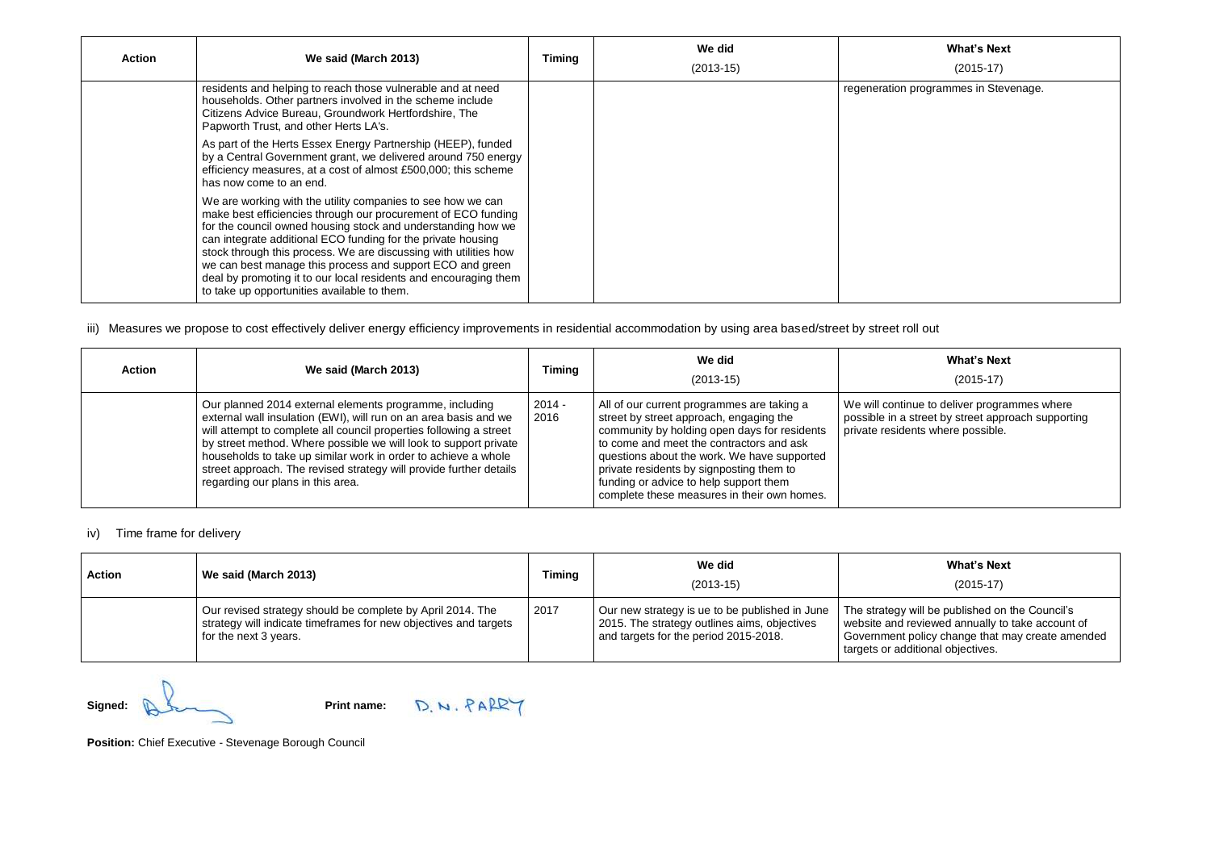| Action | We said (March 2013) | Timing | We did<br>(2013-15) | What's Next<br>(2015-17) |
|---|---|---|---|---|
| | residents and helping to reach those vulnerable and at need households. Other partners involved in the scheme include Citizens Advice Bureau, Groundwork Hertfordshire, The Papworth Trust, and other Herts LA's.<br><br>As part of the Herts Essex Energy Partnership (HEEP), funded by a Central Government grant, we delivered around 750 energy efficiency measures, at a cost of almost £500,000; this scheme has now come to an end.<br><br>We are working with the utility companies to see how we can make best efficiencies through our procurement of ECO funding for the council owned housing stock and understanding how we can integrate additional ECO funding for the private housing stock through this process. We are discussing with utilities how we can best manage this process and support ECO and green deal by promoting it to our local residents and encouraging them to take up opportunities available to them. | | | regeneration programmes in Stevenage. |

iii) Measures we propose to cost effectively deliver energy efficiency improvements in residential accommodation by using area based/street by street roll out

| Action | We said (March 2013) | Timing | We did<br>(2013-15) | What's Next<br>(2015-17) |
|---|---|---|---|---|
| | Our planned 2014 external elements programme, including external wall insulation (EWI), will run on an area basis and we will attempt to complete all council properties following a street by street method. Where possible we will look to support private households to take up similar work in order to achieve a whole street approach. The revised strategy will provide further details regarding our plans in this area. | 2014 - 2016 | All of our current programmes are taking a street by street approach, engaging the community by holding open days for residents to come and meet the contractors and ask questions about the work. We have supported private residents by signposting them to funding or advice to help support them complete these measures in their own homes. | We will continue to deliver programmes where possible in a street by street approach supporting private residents where possible. |

iv) Time frame for delivery

| Action | We said (March 2013) | Timing | We did<br>(2013-15) | What's Next<br>(2015-17) |
|---|---|---|---|---|
| | Our revised strategy should be complete by April 2014. The strategy will indicate timeframes for new objectives and targets for the next 3 years. | 2017 | Our new strategy is ue to be published in June 2015. The strategy outlines aims, objectives and targets for the period 2015-2018. | The strategy will be published on the Council's website and reviewed annually to take account of Government policy change that may create amended targets or additional objectives. |

**Signed:** **Print name:** D. N. PARRY

**Position:** Chief Executive - Stevenage Borough Council